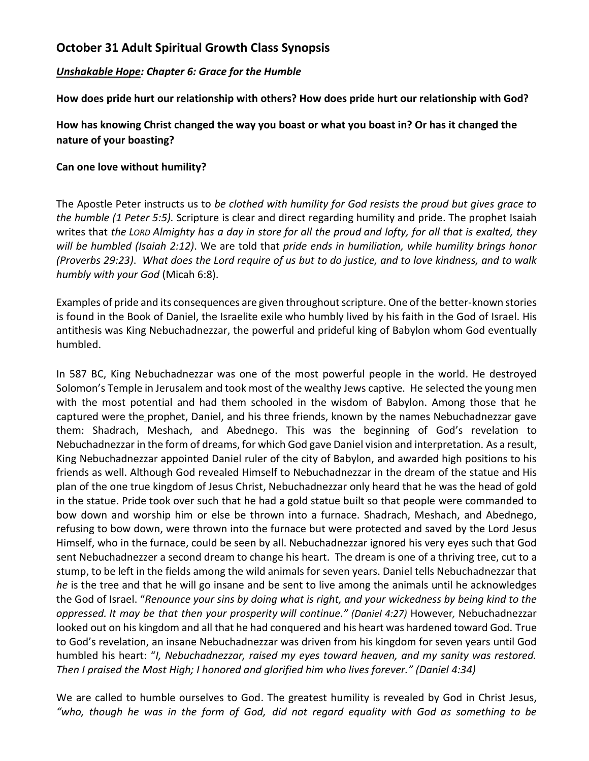## October 31 Adult Spiritual Growth Class Synopsis

***Unshakable Hope*: Chapter 6: Grace for the Humble**

**How does pride hurt our relationship with others? How does pride hurt our relationship with God?**

**How has knowing Christ changed the way you boast or what you boast in? Or has it changed the nature of your boasting?**

**Can one love without humility?**

The Apostle Peter instructs us to *be clothed with humility for God resists the proud but gives grace to the humble (1 Peter 5:5).* Scripture is clear and direct regarding humility and pride. The prophet Isaiah writes that *the LORD Almighty has a day in store for all the proud and lofty, for all that is exalted, they will be humbled (Isaiah 2:12)*. We are told that *pride ends in humiliation, while humility brings honor (Proverbs 29:23)*. *What does the Lord require of us but to do justice, and to love kindness, and to walk humbly with your God* (Micah 6:8).

Examples of pride and its consequences are given throughout scripture. One of the better-known stories is found in the Book of Daniel, the Israelite exile who humbly lived by his faith in the God of Israel. His antithesis was King Nebuchadnezzar, the powerful and prideful king of Babylon whom God eventually humbled.

In 587 BC, King Nebuchadnezzar was one of the most powerful people in the world. He destroyed Solomon's Temple in Jerusalem and took most of the wealthy Jews captive. He selected the young men with the most potential and had them schooled in the wisdom of Babylon. Among those that he captured were the prophet, Daniel, and his three friends, known by the names Nebuchadnezzar gave them: Shadrach, Meshach, and Abednego. This was the beginning of God's revelation to Nebuchadnezzar in the form of dreams, for which God gave Daniel vision and interpretation. As a result, King Nebuchadnezzar appointed Daniel ruler of the city of Babylon, and awarded high positions to his friends as well. Although God revealed Himself to Nebuchadnezzar in the dream of the statue and His plan of the one true kingdom of Jesus Christ, Nebuchadnezzar only heard that he was the head of gold in the statue. Pride took over such that he had a gold statue built so that people were commanded to bow down and worship him or else be thrown into a furnace. Shadrach, Meshach, and Abednego, refusing to bow down, were thrown into the furnace but were protected and saved by the Lord Jesus Himself, who in the furnace, could be seen by all. Nebuchadnezzar ignored his very eyes such that God sent Nebuchadnezzer a second dream to change his heart. The dream is one of a thriving tree, cut to a stump, to be left in the fields among the wild animals for seven years. Daniel tells Nebuchadnezzar that *he* is the tree and that he will go insane and be sent to live among the animals until he acknowledges the God of Israel. "*Renounce your sins by doing what is right, and your wickedness by being kind to the oppressed. It may be that then your prosperity will continue." (Daniel 4:27)* However, Nebuchadnezzar looked out on his kingdom and all that he had conquered and his heart was hardened toward God. True to God's revelation, an insane Nebuchadnezzar was driven from his kingdom for seven years until God humbled his heart: "*I, Nebuchadnezzar, raised my eyes toward heaven, and my sanity was restored. Then I praised the Most High; I honored and glorified him who lives forever." (Daniel 4:34)*

We are called to humble ourselves to God. The greatest humility is revealed by God in Christ Jesus, *"who, though he was in the form of God, did not regard equality with God as something to be*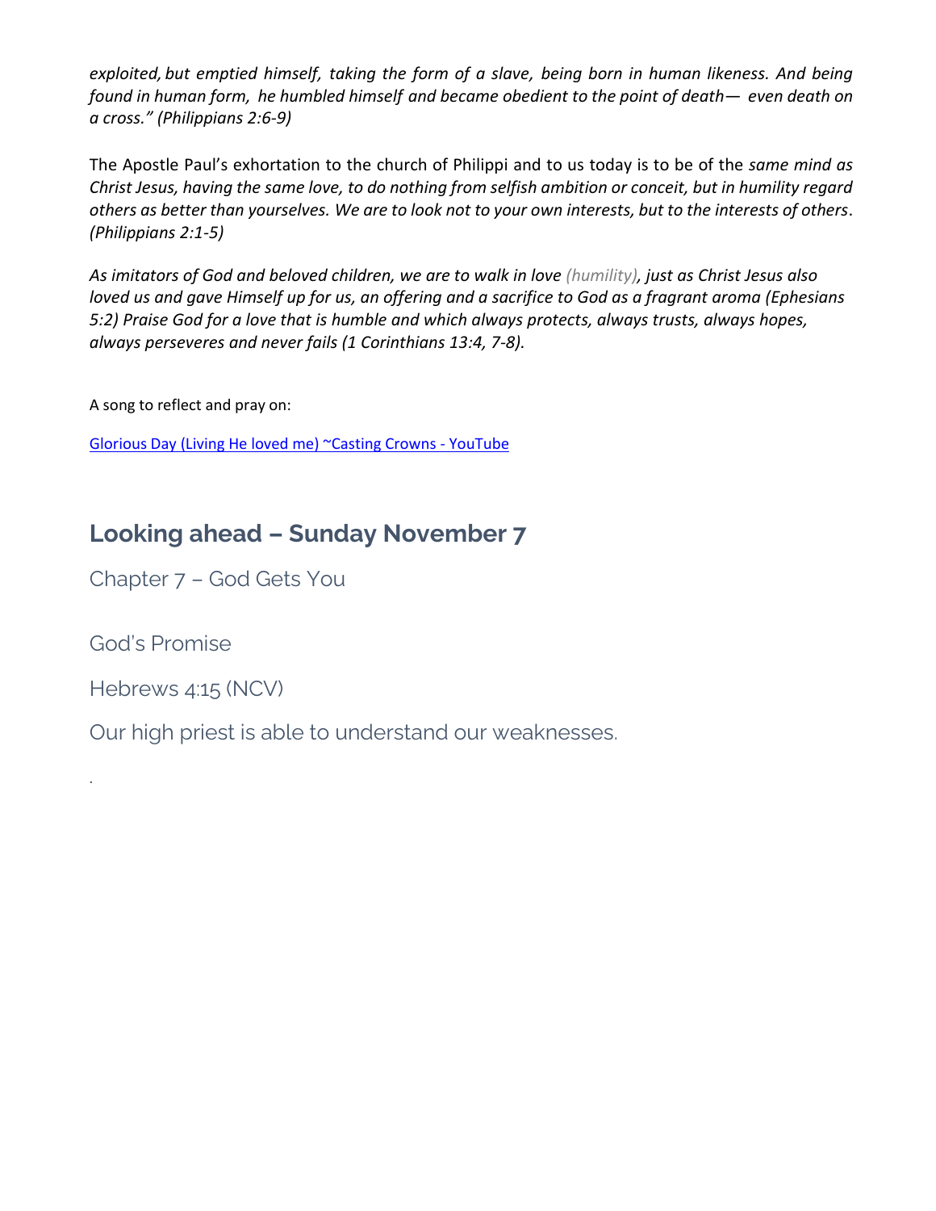*exploited, but emptied himself, taking the form of a slave, being born in human likeness. And being found in human form, he humbled himself and became obedient to the point of death— even death on a cross." (Philippians 2:6-9)*

The Apostle Paul's exhortation to the church of Philippi and to us today is to be of the *same mind as Christ Jesus, having the same love, to do nothing from selfish ambition or conceit, but in humility regard others as better than yourselves. We are to look not to your own interests, but to the interests of others*. *(Philippians 2:1-5)*

*As imitators of God and beloved children, we are to walk in love (humility), just as Christ Jesus also loved us and gave Himself up for us, an offering and a sacrifice to God as a fragrant aroma (Ephesians 5:2) Praise God for a love that is humble and which always protects, always trusts, always hopes, always perseveres and never fails (1 Corinthians 13:4, 7-8).*

A song to reflect and pray on:

Glorious Day (Living He loved me) ~Casting Crowns - YouTube

## Looking ahead – Sunday November 7

### Chapter 7 – God Gets You

### God's Promise

### Hebrews 4:15 (NCV)

### Our high priest is able to understand our weaknesses.

.